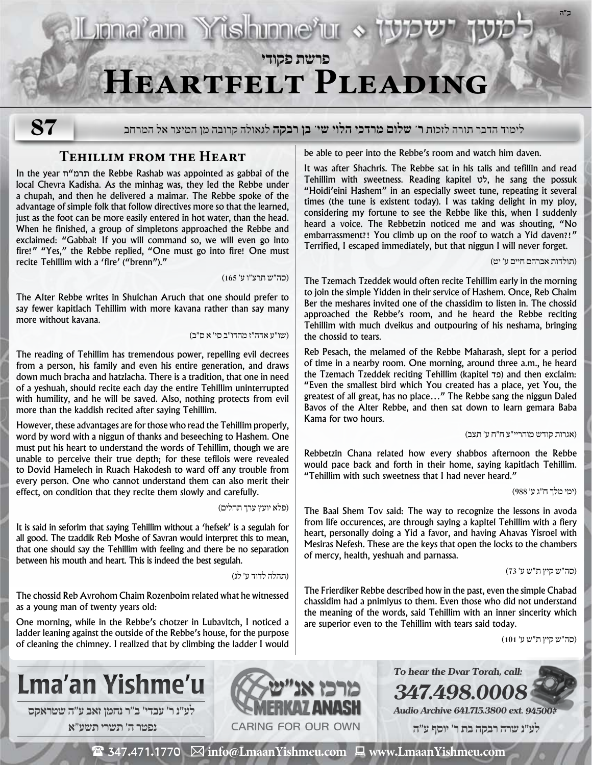# Heartfelt Pleading

פרשת פקודי

87

לימוד הדבר תורה לזכות ר׳ **שלום מרדכי הלוי שי׳ בן רבקה** לגאולה קרובה מן המיצר אל המרחב

## Tehillim from the Heart

In the year תרמ"ח the Rebbe Rashab was appointed as gabbai of the local Chevra Kadisha. As the minhag was, they led the Rebbe under a chupah, and then he delivered a maimar. The Rebbe spoke of the advantage of simple folk that follow directives more so that the learned, just as the foot can be more easily entered in hot water, than the head. When he finished, a group of simpletons approached the Rebbe and exclaimed: "Gabbai! If you will command so, we will even go into fire!" "Yes," the Rebbe replied, "One must go into fire! One must recite Tehillim with a 'fire' ("brenn")."

(סה"ש תרצ"ו ע' 165)

The Alter Rebbe writes in Shulchan Aruch that one should prefer to say fewer kapitlach Tehillim with more kavana rather than say many more without kavana.

(שו"ע אדה"ז מהדו"ב סי' א ס"ב)

The reading of Tehillim has tremendous power, repelling evil decrees from a person, his family and even his entire generation, and draws down much bracha and hatzlacha. There is a tradition, that one in need of a yeshuah, should recite each day the entire Tehillim uninterrupted with humility, and he will be saved. Also, nothing protects from evil more than the kaddish recited after saying Tehillim.

However, these advantages are for those who read the Tehillim properly, word by word with a niggun of thanks and beseeching to Hashem. One must put his heart to understand the words of Tehillim, though we are unable to perceive their true depth; for these tefilois were revealed to Dovid Hamelech in Ruach Hakodesh to ward off any trouble from every person. One who cannot understand them can also merit their effect, on condition that they recite them slowly and carefully.

(פלא יועץ ערך תהלים)

It is said in seforim that saying Tehillim without a 'hefsek' is a segulah for all good. The tzaddik Reb Moshe of Savran would interpret this to mean, that one should say the Tehillim with feeling and there be no separation between his mouth and heart. This is indeed the best segulah.

(תהלה לדוד ע' לג)

The chossid Reb Avrohom Chaim Rozenboim related what he witnessed as a young man of twenty years old:

One morning, while in the Rebbe's chotzer in Lubavitch, I noticed a ladder leaning against the outside of the Rebbe's house, for the purpose of cleaning the chimney. I realized that by climbing the ladder I would be able to peer into the Rebbe's room and watch him daven.

It was after Shachris. The Rebbe sat in his talis and tefillin and read Tehillim with sweetness. Reading kapitel לט, he sang the possuk "Hoidi'eini Hashem" in an especially sweet tune, repeating it several times (the tune is existent today). I was taking delight in my ploy, considering my fortune to see the Rebbe like this, when I suddenly heard a voice. The Rebbetzin noticed me and was shouting, "No embarrassment?! You climb up on the roof to watch a Yid daven?!" Terrified, I escaped immediately, but that niggun I will never forget.

(תולדות אברהם חיים ע' יט)

The Tzemach Tzeddek would often recite Tehillim early in the morning to join the simple Yidden in their service of Hashem. Once, Reb Chaim Ber the meshares invited one of the chassidim to listen in. The chossid approached the Rebbe's room, and he heard the Rebbe reciting Tehillim with much dveikus and outpouring of his neshama, bringing the chossid to tears.

Reb Pesach, the melamed of the Rebbe Maharash, slept for a period of time in a nearby room. One morning, around three a.m., he heard the Tzemach Tzeddek reciting Tehillim (kapitel פד) and then exclaim: "Even the smallest bird which You created has a place, yet You, the greatest of all great, has no place…" The Rebbe sang the niggun Daled Bavos of the Alter Rebbe, and then sat down to learn gemara Baba Kama for two hours.

(אגרות קודש מוהריי"צ ח"ח ע' תצב)

Rebbetzin Chana related how every shabbos afternoon the Rebbe would pace back and forth in their home, saying kapitlach Tehillim. "Tehillim with such sweetness that I had never heard."

(ימי מלך ח"ג ע' 988)

The Baal Shem Tov said: The way to recognize the lessons in avoda from life occurences, are through saying a kapitel Tehillim with a fiery heart, personally doing a Yid a favor, and having Ahavas Yisroel with Mesiras Nefesh. These are the keys that open the locks to the chambers of mercy, health, yeshuah and parnassa.

(סה"ש קיץ ת"ש ע' 73)

The Frierdiker Rebbe described how in the past, even the simple Chabad chassidim had a pnimiyus to them. Even those who did not understand the meaning of the words, said Tehillim with an inner sincerity which are superior even to the Tehillim with tears said today.

(סה"ש קיץ ת"ש ע' 101)

**Lma'an Yishme'u**

לע"נ ר' עבדי' ב"ר נחמן זאב ע"ה שטראקס
נפטר ה' תשרי תשע"א

מרכז אנ"ש MERKAZ ANASH — CARING FOR OUR OWN

*To hear the Dvar Torah, call:*
***347.498.0008***
*Audio Archive 641.715.3800 ext. 94500#*

לע"נ שרה רבקה בת ר' יוסף ע"ה

347.471.1770 | info@LmaanYishmeu.com | www.LmaanYishmeu.com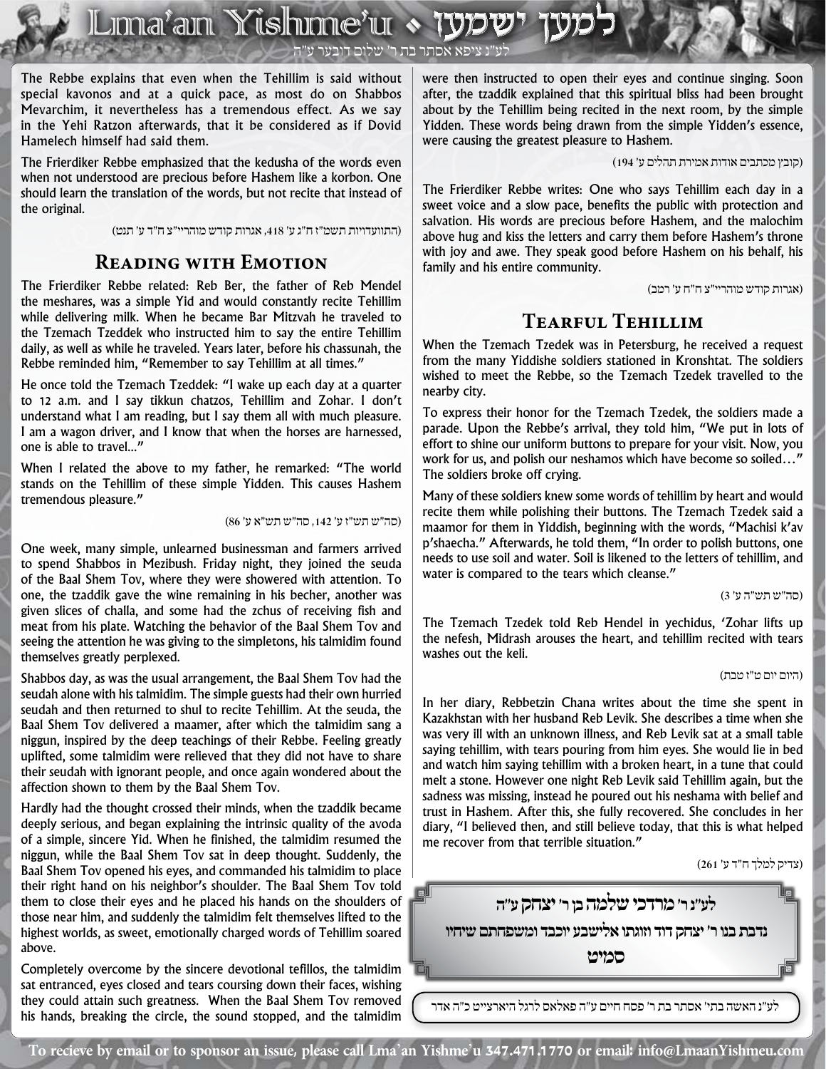The Rebbe explains that even when the Tehillim is said without special kavonos and at a quick pace, as most do on Shabbos Mevarchim, it nevertheless has a tremendous effect. As we say in the Yehi Ratzon afterwards, that it be considered as if Dovid Hamelech himself had said them.

The Frierdiker Rebbe emphasized that the kedusha of the words even when not understood are precious before Hashem like a korbon. One should learn the translation of the words, but not recite that instead of the original.

(התוועדויות תשמ"ז ח"ג ע' 418, אגרות קודש מוהריי"צ ח"ד ע' תנט)

## Reading with Emotion

The Frierdiker Rebbe related: Reb Ber, the father of Reb Mendel the meshares, was a simple Yid and would constantly recite Tehillim while delivering milk. When he became Bar Mitzvah he traveled to the Tzemach Tzeddek who instructed him to say the entire Tehillim daily, as well as while he traveled. Years later, before his chassunah, the Rebbe reminded him, "Remember to say Tehillim at all times."

He once told the Tzemach Tzeddek: "I wake up each day at a quarter to 12 a.m. and I say tikkun chatzos, Tehillim and Zohar. I don't understand what I am reading, but I say them all with much pleasure. I am a wagon driver, and I know that when the horses are harnessed, one is able to travel..."

When I related the above to my father, he remarked: "The world stands on the Tehillim of these simple Yidden. This causes Hashem tremendous pleasure."

(סה"ש תש"ז ע' 142, סה"ש תש"א ע' 86)

One week, many simple, unlearned businessman and farmers arrived to spend Shabbos in Mezibush. Friday night, they joined the seuda of the Baal Shem Tov, where they were showered with attention. To one, the tzaddik gave the wine remaining in his becher, another was given slices of challa, and some had the zchus of receiving fish and meat from his plate. Watching the behavior of the Baal Shem Tov and seeing the attention he was giving to the simpletons, his talmidim found themselves greatly perplexed.

Shabbos day, as was the usual arrangement, the Baal Shem Tov had the seudah alone with his talmidim. The simple guests had their own hurried seudah and then returned to shul to recite Tehillim. At the seuda, the Baal Shem Tov delivered a maamer, after which the talmidim sang a niggun, inspired by the deep teachings of their Rebbe. Feeling greatly uplifted, some talmidim were relieved that they did not have to share their seudah with ignorant people, and once again wondered about the affection shown to them by the Baal Shem Tov.

Hardly had the thought crossed their minds, when the tzaddik became deeply serious, and began explaining the intrinsic quality of the avoda of a simple, sincere Yid. When he finished, the talmidim resumed the niggun, while the Baal Shem Tov sat in deep thought. Suddenly, the Baal Shem Tov opened his eyes, and commanded his talmidim to place their right hand on his neighbor's shoulder. The Baal Shem Tov told them to close their eyes and he placed his hands on the shoulders of those near him, and suddenly the talmidim felt themselves lifted to the highest worlds, as sweet, emotionally charged words of Tehillim soared above.

Completely overcome by the sincere devotional tefillos, the talmidim sat entranced, eyes closed and tears coursing down their faces, wishing they could attain such greatness. When the Baal Shem Tov removed his hands, breaking the circle, the sound stopped, and the talmidim were then instructed to open their eyes and continue singing. Soon after, the tzaddik explained that this spiritual bliss had been brought about by the Tehillim being recited in the next room, by the simple Yidden. These words being drawn from the simple Yidden's essence, were causing the greatest pleasure to Hashem.

(קובץ מכתבים אודות אמירת תהלים ע' 194)

The Frierdiker Rebbe writes: One who says Tehillim each day in a sweet voice and a slow pace, benefits the public with protection and salvation. His words are precious before Hashem, and the malochim above hug and kiss the letters and carry them before Hashem's throne with joy and awe. They speak good before Hashem on his behalf, his family and his entire community.

(אגרות קודש מוהריי"צ ח"ח ע' רמב)

## Tearful Tehillim

When the Tzemach Tzedek was in Petersburg, he received a request from the many Yiddishe soldiers stationed in Kronshtat. The soldiers wished to meet the Rebbe, so the Tzemach Tzedek travelled to the nearby city.

To express their honor for the Tzemach Tzedek, the soldiers made a parade. Upon the Rebbe's arrival, they told him, "We put in lots of effort to shine our uniform buttons to prepare for your visit. Now, you work for us, and polish our neshamos which have become so soiled…" The soldiers broke off crying.

Many of these soldiers knew some words of tehillim by heart and would recite them while polishing their buttons. The Tzemach Tzedek said a maamor for them in Yiddish, beginning with the words, "Machisi k'av p'shaecha." Afterwards, he told them, "In order to polish buttons, one needs to use soil and water. Soil is likened to the letters of tehillim, and water is compared to the tears which cleanse."

(סה"ש תש"ה ע' 3)

The Tzemach Tzedek told Reb Hendel in yechidus, 'Zohar lifts up the nefesh, Midrash arouses the heart, and tehillim recited with tears washes out the keli.

(היום יום ט"ז טבת)

In her diary, Rebbetzin Chana writes about the time she spent in Kazakhstan with her husband Reb Levik. She describes a time when she was very ill with an unknown illness, and Reb Levik sat at a small table saying tehillim, with tears pouring from him eyes. She would lie in bed and watch him saying tehillim with a broken heart, in a tune that could melt a stone. However one night Reb Levik said Tehillim again, but the sadness was missing, instead he poured out his neshama with belief and trust in Hashem. After this, she fully recovered. She concludes in her diary, "I believed then, and still believe today, that this is what helped me recover from that terrible situation."

(צדיק למלך ח"ד ע' 261)

לע"נ ר' מרדכי שלמה בן ר' יצחק ע"ה
נדבת בנו ר' יצחק דוד וזוגתו אלישבע יוכבד ומשפחתם שיחיו
סמיט

לע"נ האשה בתי' אסתר בת ר' פסח חיים ע"ה פאלאס לרגל היארצייט כ"ה אדר

To recieve by email or to sponsor an issue, please call Lma'an Yishme'u 347.471.1770 or email: info@LmaanYishmeu.com